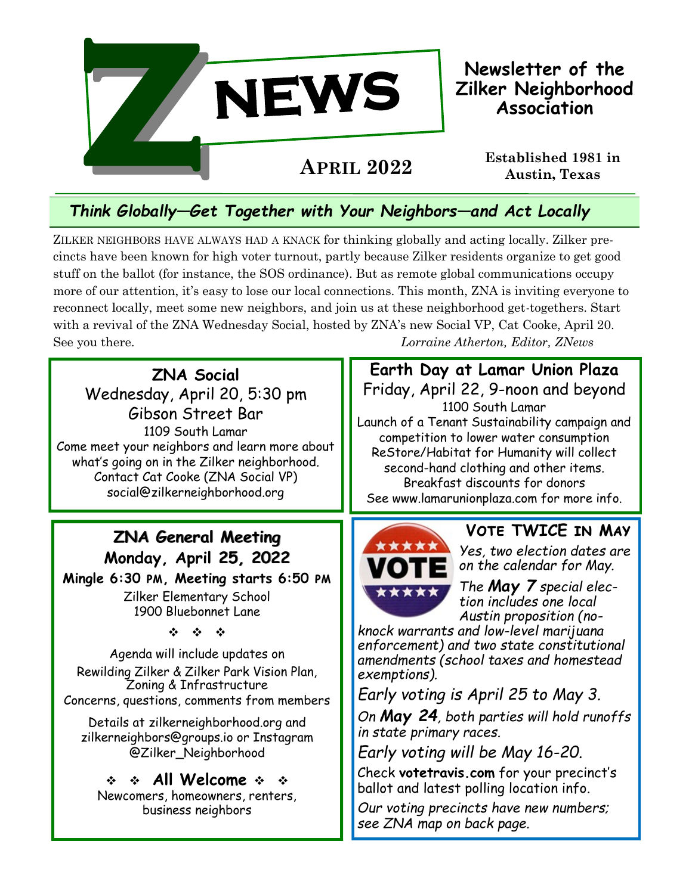# ZNEWS

**Newsletter of the Zilker Neighborhood Association**

**APRIL 2022**

**Established 1981 in Austin, Texas**

## *Think Globally—Get Together with Your Neighbors—and Act Locally*

ZILKER NEIGHBORS HAVE ALWAYS HAD A KNACK for thinking globally and acting locally. Zilker precincts have been known for high voter turnout, partly because Zilker residents organize to get good stuff on the ballot (for instance, the SOS ordinance). But as remote global communications occupy more of our attention, it's easy to lose our local connections. This month, ZNA is inviting everyone to reconnect locally, meet some new neighbors, and join us at these neighborhood get-togethers. Start with a revival of the ZNA Wednesday Social, hosted by ZNA's new Social VP, Cat Cooke, April 20. See you there.

*Lorraine Atherton, Editor, ZNews*

### ZNA Social

Wednesday, April 20, 5:30 pm
Gibson Street Bar
1109 South Lamar
Come meet your neighbors and learn more about what's going on in the Zilker neighborhood.
Contact Cat Cooke (ZNA Social VP)
social@zilkerneighborhood.org

### Earth Day at Lamar Union Plaza

Friday, April 22, 9-noon and beyond
1100 South Lamar
Launch of a Tenant Sustainability campaign and competition to lower water consumption
ReStore/Habitat for Humanity will collect second-hand clothing and other items.
Breakfast discounts for donors
See www.lamarunionplaza.com for more info.

### ZNA General Meeting

**Monday, April 25, 2022**

**Mingle 6:30 PM, Meeting starts 6:50 PM**

Zilker Elementary School
1900 Bluebonnet Lane

❖ ❖ ❖

Agenda will include updates on
Rewilding Zilker & Zilker Park Vision Plan,
Zoning & Infrastructure
Concerns, questions, comments from members

Details at zilkerneighborhood.org and zilkerneighbors@groups.io or Instagram @Zilker_Neighborhood

**❖ ❖ All Welcome ❖ ❖**

Newcomers, homeowners, renters, business neighbors

### VOTE TWICE IN MAY

*Yes, two election dates are on the calendar for May.*

*The **May 7** special election includes one local Austin proposition (no-knock warrants and low-level marijuana enforcement) and two state constitutional amendments (school taxes and homestead exemptions).*

*Early voting is April 25 to May 3.*

*On **May 24**, both parties will hold runoffs in state primary races.*

*Early voting will be May 16-20.*

Check **votetravis.com** for your precinct's ballot and latest polling location info.

*Our voting precincts have new numbers; see ZNA map on back page.*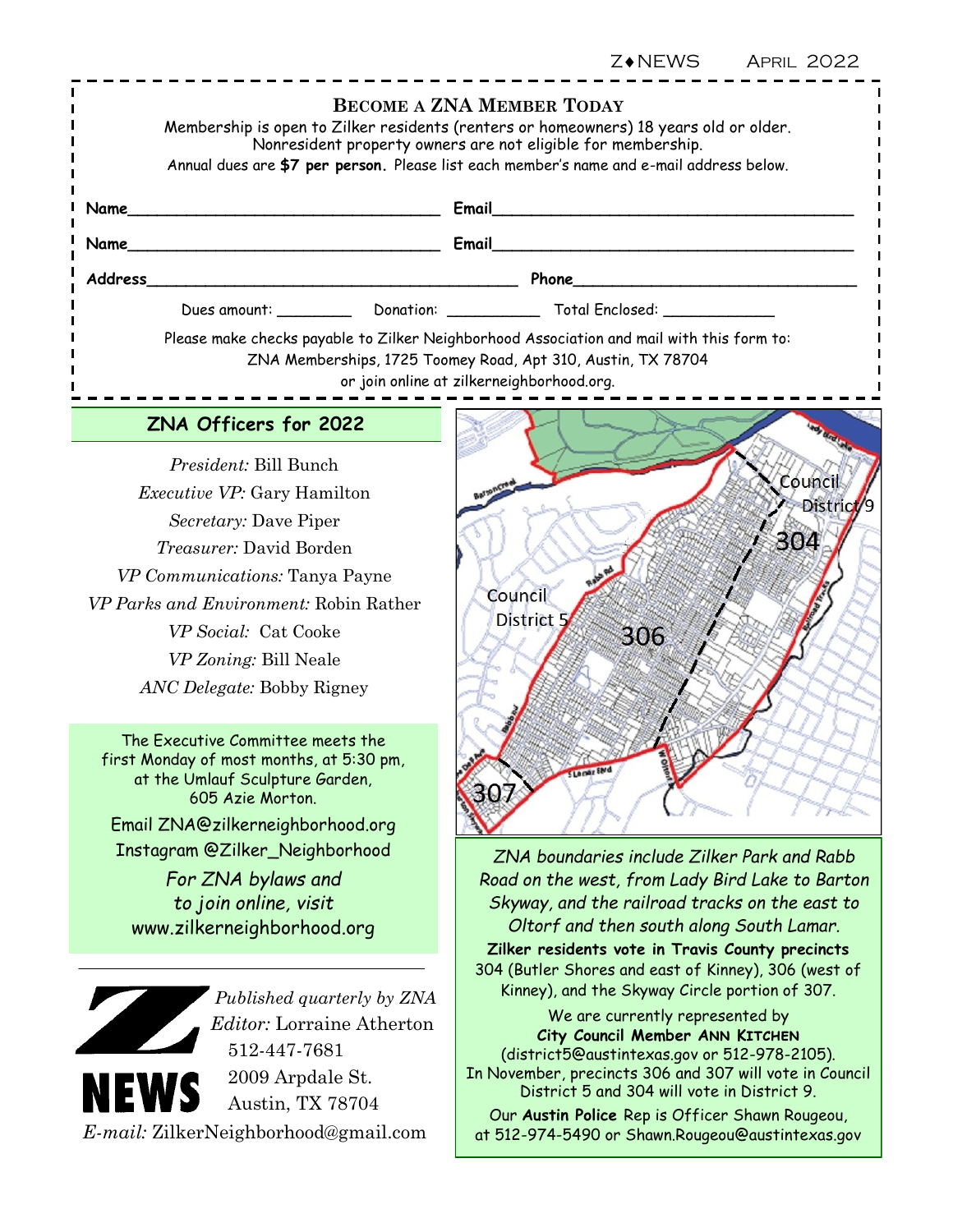## Become a ZNA Member Today

Membership is open to Zilker residents (renters or homeowners) 18 years old or older.
Nonresident property owners are not eligible for membership.
Annual dues are **$7 per person.** Please list each member's name and e-mail address below.

**Name**________________________________ **Email**________________________________________

**Name**________________________________ **Email**________________________________________

**Address**________________________________________ **Phone**____________________________

Dues amount: ________ Donation: __________ Total Enclosed: ____________

Please make checks payable to Zilker Neighborhood Association and mail with this form to:
ZNA Memberships, 1725 Toomey Road, Apt 310, Austin, TX 78704
or join online at zilkerneighborhood.org.

## ZNA Officers for 2022

*President:* Bill Bunch
*Executive VP:* Gary Hamilton
*Secretary:* Dave Piper
*Treasurer:* David Borden
*VP Communications:* Tanya Payne
*VP Parks and Environment:* Robin Rather
*VP Social:* Cat Cooke
*VP Zoning:* Bill Neale
*ANC Delegate:* Bobby Rigney

The Executive Committee meets the first Monday of most months, at 5:30 pm, at the Umlauf Sculpture Garden, 605 Azie Morton.

Email ZNA@zilkerneighborhood.org
Instagram @Zilker_Neighborhood

*For ZNA bylaws and to join online, visit*
www.zilkerneighborhood.org

Council District 9
304
Council District 5
306
307

*ZNA boundaries include Zilker Park and Rabb Road on the west, from Lady Bird Lake to Barton Skyway, and the railroad tracks on the east to Oltorf and then south along South Lamar.*

**Zilker residents vote in Travis County precincts** 304 (Butler Shores and east of Kinney), 306 (west of Kinney), and the Skyway Circle portion of 307.

We are currently represented by
**City Council Member Ann Kitchen**
(district5@austintexas.gov or 512-978-2105).
In November, precincts 306 and 307 will vote in Council District 5 and 304 will vote in District 9.

Our **Austin Police** Rep is Officer Shawn Rougeou, at 512-974-5490 or Shawn.Rougeou@austintexas.gov

**Z NEWS**

*Published quarterly by ZNA*
*Editor:* Lorraine Atherton
512-447-7681
2009 Arpdale St.
Austin, TX 78704
*E-mail:* ZilkerNeighborhood@gmail.com